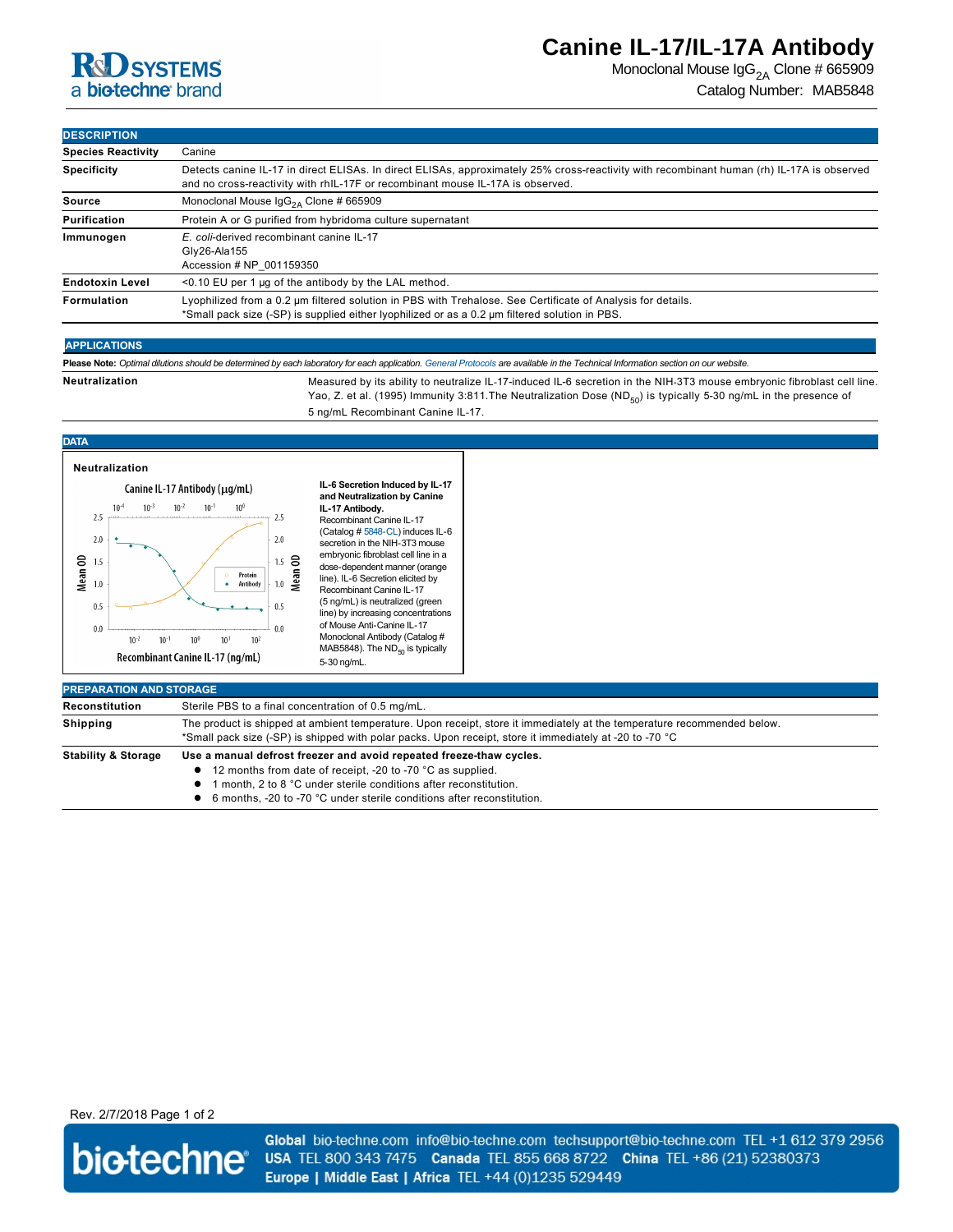# Canine IL-17/IL-17A Antibody

Monoclonal Mouse $IgG_{2A}$ Clone # 665909

Catalog Number: MAB5848

## DESCRIPTION

| | |
|---|---|
| **Species Reactivity** | Canine |
| **Specificity** | Detects canine IL-17 in direct ELISAs. In direct ELISAs, approximately 25% cross-reactivity with recombinant human (rh) IL-17A is observed and no cross-reactivity with rhIL-17F or recombinant mouse IL-17A is observed. |
| **Source** | Monoclonal Mouse $IgG_{2A}$ Clone # 665909 |
| **Purification** | Protein A or G purified from hybridoma culture supernatant |
| **Immunogen** | *E. coli*-derived recombinant canine IL-17<br>Gly26-Ala155<br>Accession # NP_001159350 |
| **Endotoxin Level** | <0.10 EU per 1 μg of the antibody by the LAL method. |
| **Formulation** | Lyophilized from a 0.2 μm filtered solution in PBS with Trehalose. See Certificate of Analysis for details.<br>*Small pack size (-SP) is supplied either lyophilized or as a 0.2 μm filtered solution in PBS. |

## APPLICATIONS

**Please Note:** *Optimal dilutions should be determined by each laboratory for each application. General Protocols are available in the Technical Information section on our website.*

| | |
|---|---|
| **Neutralization** | Measured by its ability to neutralize IL-17-induced IL-6 secretion in the NIH-3T3 mouse embryonic fibroblast cell line. Yao, Z. et al. (1995) Immunity 3:811.The Neutralization Dose ($ND_{50}$) is typically 5-30 ng/mL in the presence of 5 ng/mL Recombinant Canine IL-17. |

## DATA

**Neutralization**

Canine IL-17 Antibody (μg/mL)

$10^{-4}$ $10^{-3}$ $10^{-2}$ $10^{-1}$ $10^{0}$

Mean OD

2.5 2.0 1.5 1.0 0.5 0.0

Protein
Antibody

$10^{-2}$ $10^{-1}$ $10^{0}$ $10^{1}$ $10^{2}$

Recombinant Canine IL-17 (ng/mL)

**IL-6 Secretion Induced by IL-17 and Neutralization by Canine IL-17 Antibody.** Recombinant Canine IL-17 (Catalog # 5848-CL) induces IL-6 secretion in the NIH-3T3 mouse embryonic fibroblast cell line in a dose-dependent manner (orange line). IL-6 Secretion elicited by Recombinant Canine IL-17 (5 ng/mL) is neutralized (green line) by increasing concentrations of Mouse Anti-Canine IL-17 Monoclonal Antibody (Catalog # MAB5848). The $ND_{50}$ is typically 5-30 ng/mL.

## PREPARATION AND STORAGE

| | |
|---|---|
| **Reconstitution** | Sterile PBS to a final concentration of 0.5 mg/mL. |
| **Shipping** | The product is shipped at ambient temperature. Upon receipt, store it immediately at the temperature recommended below.<br>*Small pack size (-SP) is shipped with polar packs. Upon receipt, store it immediately at -20 to -70 °C |
| **Stability & Storage** | **Use a manual defrost freezer and avoid repeated freeze-thaw cycles.**<br>● 12 months from date of receipt, -20 to -70 °C as supplied.<br>● 1 month, 2 to 8 °C under sterile conditions after reconstitution.<br>● 6 months, -20 to -70 °C under sterile conditions after reconstitution. |

Rev. 2/7/2018

**Global** bio-techne.com info@bio-techne.com techsupport@bio-techne.com TEL +1 612 379 2956
**USA** TEL 800 343 7475 **Canada** TEL 855 668 8722 **China** TEL +86 (21) 52380373
**Europe | Middle East | Africa** TEL +44 (0)1235 529449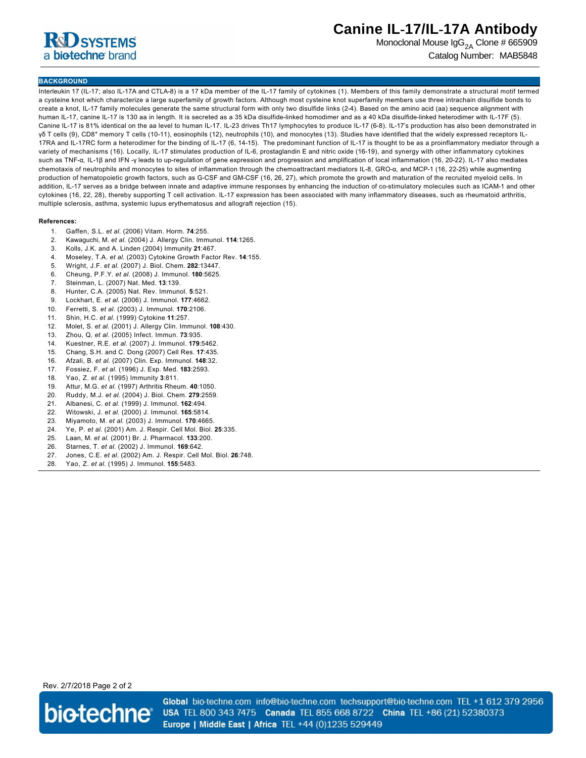## BACKGROUND

Interleukin 17 (IL-17; also IL-17A and CTLA-8) is a 17 kDa member of the IL-17 family of cytokines (1). Members of this family demonstrate a structural motif termed a cysteine knot which characterize a large superfamily of growth factors. Although most cysteine knot superfamily members use three intrachain disulfide bonds to create a knot, IL-17 family molecules generate the same structural form with only two disulfide links (2-4). Based on the amino acid (aa) sequence alignment with human IL-17, canine IL-17 is 130 aa in length. It is secreted as a 35 kDa disulfide-linked homodimer and as a 40 kDa disulfide-linked heterodimer with IL-17F (5). Canine IL-17 is 81% identical on the aa level to human IL-17. IL-23 drives Th17 lymphocytes to produce IL-17 (6-8). IL-17's production has also been demonstrated in γδ T cells (9), $CD8^+$ memory T cells (10-11), eosinophils (12), neutrophils (10), and monocytes (13). Studies have identified that the widely expressed receptors IL-17RA and IL-17RC form a heterodimer for the binding of IL-17 (6, 14-15). The predominant function of IL-17 is thought to be as a proinflammatory mediator through a variety of mechanisms (16). Locally, IL-17 stimulates production of IL-6, prostaglandin E and nitric oxide (16-19), and synergy with other inflammatory cytokines such as TNF-α, IL-1β and IFN -γ leads to up-regulation of gene expression and progression and amplification of local inflammation (16, 20-22). IL-17 also mediates chemotaxis of neutrophils and monocytes to sites of inflammation through the chemoattractant mediators IL-8, GRO-α, and MCP-1 (16, 22-25) while augmenting production of hematopoietic growth factors, such as G-CSF and GM-CSF (16, 26, 27), which promote the growth and maturation of the recruited myeloid cells. In addition, IL-17 serves as a bridge between innate and adaptive immune responses by enhancing the induction of co-stimulatory molecules such as ICAM-1 and other cytokines (16, 22, 28), thereby supporting T cell activation. IL-17 expression has been associated with many inflammatory diseases, such as rheumatoid arthritis, multiple sclerosis, asthma, systemic lupus erythematosus and allograft rejection (15).

**References:**

1. Gaffen, S.L. *et al.* (2006) Vitam. Horm. **74**:255.
2. Kawaguchi, M. *et al.* (2004) J. Allergy Clin. Immunol. **114**:1265.
3. Kolls, J.K. and A. Linden (2004) Immunity **21**:467.
4. Moseley, T.A. *et al.* (2003) Cytokine Growth Factor Rev. **14**:155.
5. Wright, J.F. *et al.* (2007) J. Biol. Chem. **282**:13447.
6. Cheung, P.F.Y. *et al.* (2008) J. Immunol. **180**:5625.
7. Steinman, L. (2007) Nat. Med. **13**:139.
8. Hunter, C.A. (2005) Nat. Rev. Immunol. **5**:521.
9. Lockhart, E. *et al.* (2006) J. Immunol. **177**:4662.
10. Ferretti, S. *et al.* (2003) J. Immunol. **170**:2106.
11. Shin, H.C. *et al.* (1999) Cytokine **11**:257.
12. Molet, S. *et al.* (2001) J. Allergy Clin. Immunol. **108**:430.
13. Zhou, Q. *et al.* (2005) Infect. Immun. **73**:935.
14. Kuestner, R.E. *et al.* (2007) J. Immunol. **179**:5462.
15. Chang, S.H. and C. Dong (2007) Cell Res. **17**:435.
16. Afzali, B. *et al.* (2007) Clin. Exp. Immunol. **148**:32.
17. Fossiez, F. *et al.* (1996) J. Exp. Med. **183**:2593.
18. Yao, Z. *et al.* (1995) Immunity **3**:811.
19. Attur, M.G. *et al.* (1997) Arthritis Rheum. **40**:1050.
20. Ruddy, M.J. *et al.* (2004) J. Biol. Chem. **279**:2559.
21. Albanesi, C. *et al.* (1999) J. Immunol. **162**:494.
22. Witowski, J. *et al.* (2000) J. Immunol. **165**:5814.
23. Miyamoto, M. *et al.* (2003) J. Immunol. **170**:4665.
24. Ye, P. *et al.* (2001) Am. J. Respir. Cell Mol. Biol. **25**:335.
25. Laan, M. *et al.* (2001) Br. J. Pharmacol. **133**:200.
26. Starnes, T. *et al.* (2002) J. Immunol. **169**:642.
27. Jones, C.E. *et al.* (2002) Am. J. Respir. Cell Mol. Biol. **26**:748.
28. Yao, Z. *et al.* (1995) J. Immunol. **155**:5483.